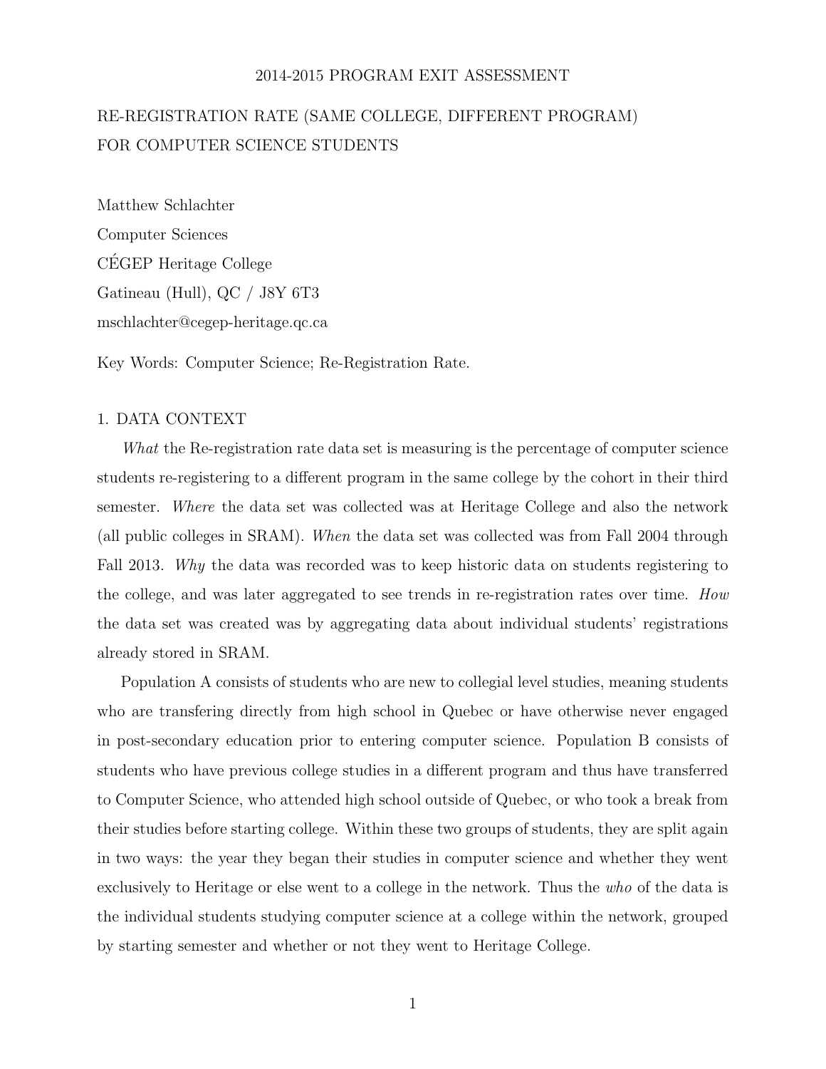# 2014-2015 PROGRAM EXIT ASSESSMENT

# RE-REGISTRATION RATE (SAME COLLEGE, DIFFERENT PROGRAM) FOR COMPUTER SCIENCE STUDENTS

Matthew Schlachter
Computer Sciences
CÉGEP Heritage College
Gatineau (Hull), QC / J8Y 6T3
mschlachter@cegep-heritage.qc.ca

Key Words: Computer Science; Re-Registration Rate.

## 1. DATA CONTEXT

*What* the Re-registration rate data set is measuring is the percentage of computer science students re-registering to a different program in the same college by the cohort in their third semester. *Where* the data set was collected was at Heritage College and also the network (all public colleges in SRAM). *When* the data set was collected was from Fall 2004 through Fall 2013. *Why* the data was recorded was to keep historic data on students registering to the college, and was later aggregated to see trends in re-registration rates over time. *How* the data set was created was by aggregating data about individual students' registrations already stored in SRAM.

Population A consists of students who are new to collegial level studies, meaning students who are transfering directly from high school in Quebec or have otherwise never engaged in post-secondary education prior to entering computer science. Population B consists of students who have previous college studies in a different program and thus have transferred to Computer Science, who attended high school outside of Quebec, or who took a break from their studies before starting college. Within these two groups of students, they are split again in two ways: the year they began their studies in computer science and whether they went exclusively to Heritage or else went to a college in the network. Thus the *who* of the data is the individual students studying computer science at a college within the network, grouped by starting semester and whether or not they went to Heritage College.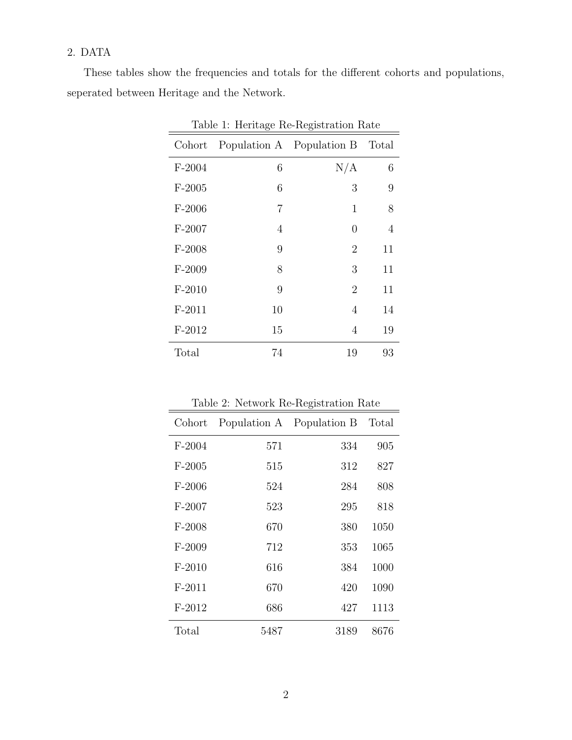## 2. DATA

These tables show the frequencies and totals for the different cohorts and populations, seperated between Heritage and the Network.

Table 1: Heritage Re-Registration Rate

| Cohort | Population A | Population B | Total |
|---|---|---|---|
| F-2004 | 6 | N/A | 6 |
| F-2005 | 6 | 3 | 9 |
| F-2006 | 7 | 1 | 8 |
| F-2007 | 4 | 0 | 4 |
| F-2008 | 9 | 2 | 11 |
| F-2009 | 8 | 3 | 11 |
| F-2010 | 9 | 2 | 11 |
| F-2011 | 10 | 4 | 14 |
| F-2012 | 15 | 4 | 19 |
| Total | 74 | 19 | 93 |

Table 2: Network Re-Registration Rate

| Cohort | Population A | Population B | Total |
|---|---|---|---|
| F-2004 | 571 | 334 | 905 |
| F-2005 | 515 | 312 | 827 |
| F-2006 | 524 | 284 | 808 |
| F-2007 | 523 | 295 | 818 |
| F-2008 | 670 | 380 | 1050 |
| F-2009 | 712 | 353 | 1065 |
| F-2010 | 616 | 384 | 1000 |
| F-2011 | 670 | 420 | 1090 |
| F-2012 | 686 | 427 | 1113 |
| Total | 5487 | 3189 | 8676 |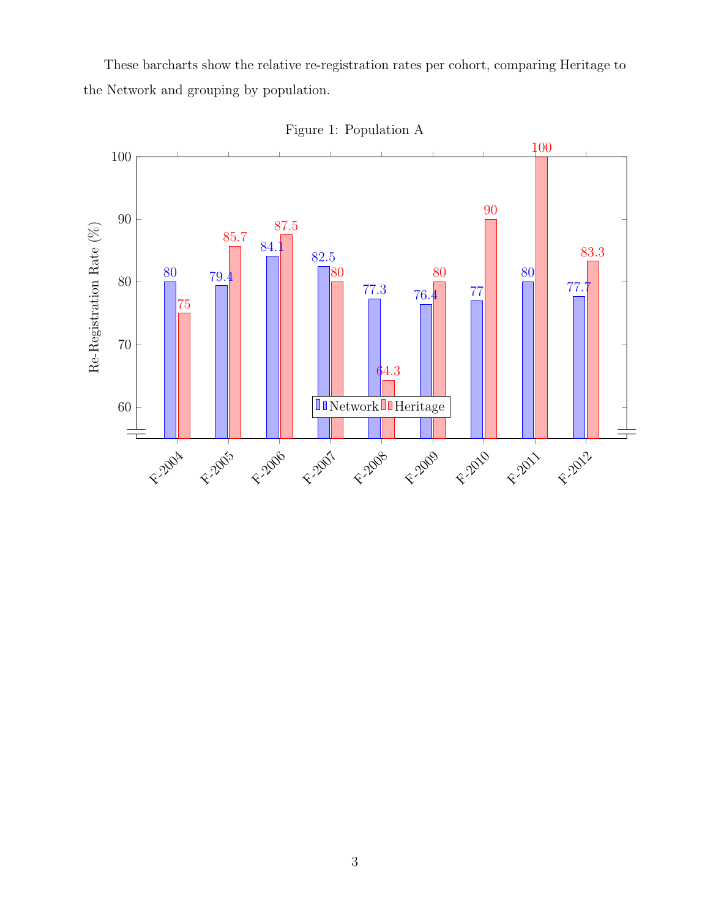These barcharts show the relative re-registration rates per cohort, comparing Heritage to the Network and grouping by population.

Figure 1: Population A

| Cohort | Network | Heritage |
|---|---|---|
| F-2004 | 80 | 75 |
| F-2005 | 79.4 | 85.7 |
| F-2006 | 84.1 | 87.5 |
| F-2007 | 82.5 | 80 |
| F-2008 | 77.3 | 64.3 |
| F-2009 | 76.4 | 80 |
| F-2010 | 77 | 90 |
| F-2011 | 80 | 100 |
| F-2012 | 77.7 | 83.3 |

Re-Registration Rate (%)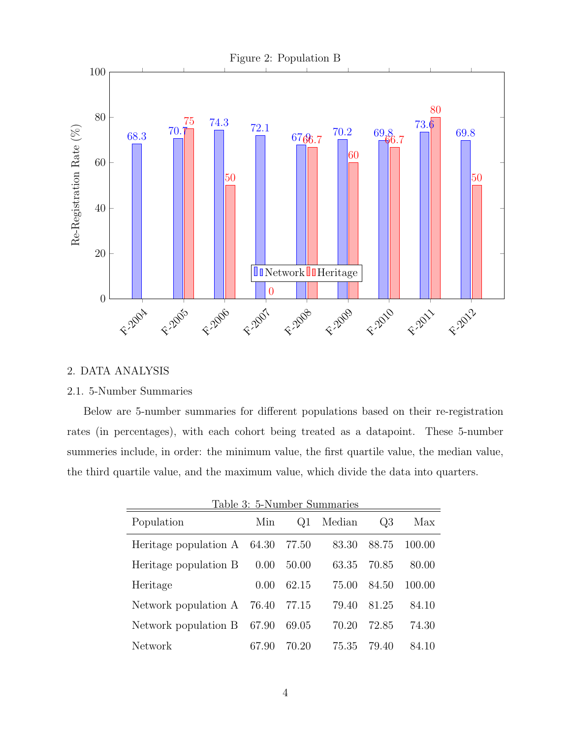Figure 2: Population B

| Cohort | Network | Heritage |
|---|---|---|
| F-2004 | 68.3 | |
| F-2005 | 70.7 | 75 |
| F-2006 | 74.3 | 50 |
| F-2007 | 72.1 | 0 |
| F-2008 | 67.9 | 66.7 |
| F-2009 | 70.2 | 60 |
| F-2010 | 69.8 | 66.7 |
| F-2011 | 73.6 | 80 |
| F-2012 | 69.8 | 50 |

## 2. DATA ANALYSIS

### 2.1. 5-Number Summaries

Below are 5-number summaries for different populations based on their re-registration rates (in percentages), with each cohort being treated as a datapoint. These 5-number summeries include, in order: the minimum value, the first quartile value, the median value, the third quartile value, and the maximum value, which divide the data into quarters.

Table 3: 5-Number Summaries

| Population | Min | Q1 | Median | Q3 | Max |
|---|---|---|---|---|---|
| Heritage population A | 64.30 | 77.50 | 83.30 | 88.75 | 100.00 |
| Heritage population B | 0.00 | 50.00 | 63.35 | 70.85 | 80.00 |
| Heritage | 0.00 | 62.15 | 75.00 | 84.50 | 100.00 |
| Network population A | 76.40 | 77.15 | 79.40 | 81.25 | 84.10 |
| Network population B | 67.90 | 69.05 | 70.20 | 72.85 | 74.30 |
| Network | 67.90 | 70.20 | 75.35 | 79.40 | 84.10 |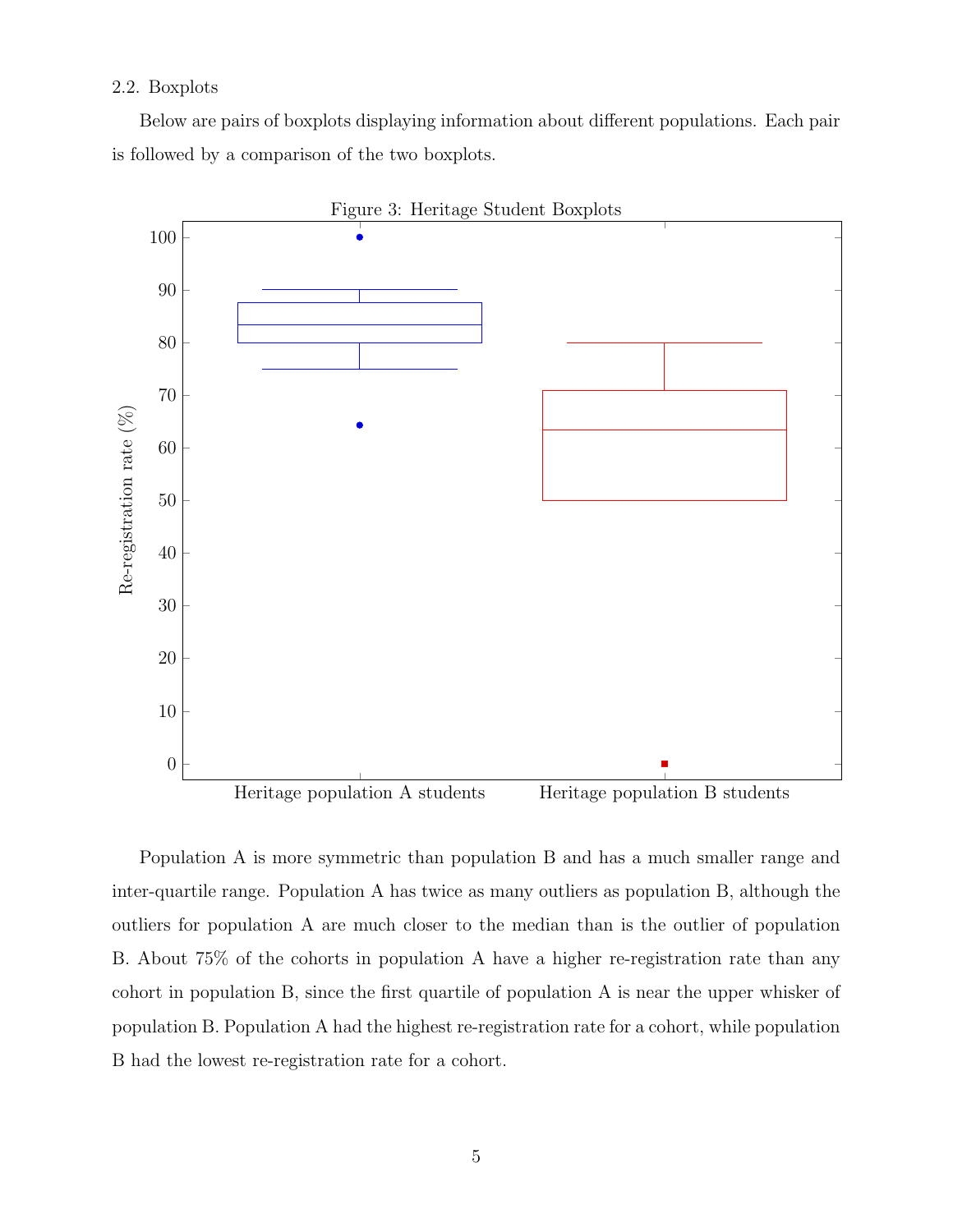2.2. Boxplots

Below are pairs of boxplots displaying information about different populations. Each pair is followed by a comparison of the two boxplots.

Figure 3: Heritage Student Boxplots

Population A is more symmetric than population B and has a much smaller range and inter-quartile range. Population A has twice as many outliers as population B, although the outliers for population A are much closer to the median than is the outlier of population B. About 75% of the cohorts in population A have a higher re-registration rate than any cohort in population B, since the first quartile of population A is near the upper whisker of population B. Population A had the highest re-registration rate for a cohort, while population B had the lowest re-registration rate for a cohort.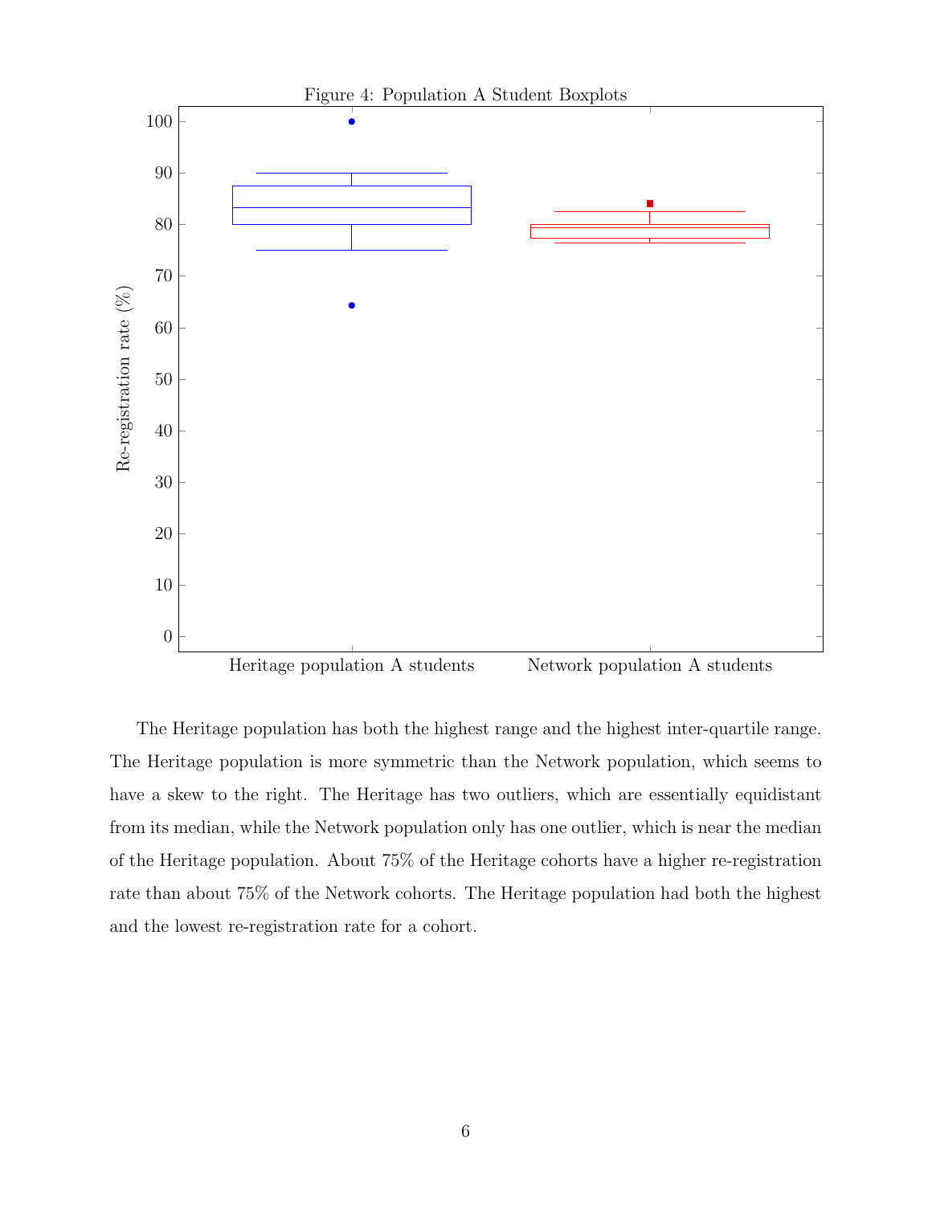Figure 4: Population A Student Boxplots

The Heritage population has both the highest range and the highest inter-quartile range. The Heritage population is more symmetric than the Network population, which seems to have a skew to the right. The Heritage has two outliers, which are essentially equidistant from its median, while the Network population only has one outlier, which is near the median of the Heritage population. About 75% of the Heritage cohorts have a higher re-registration rate than about 75% of the Network cohorts. The Heritage population had both the highest and the lowest re-registration rate for a cohort.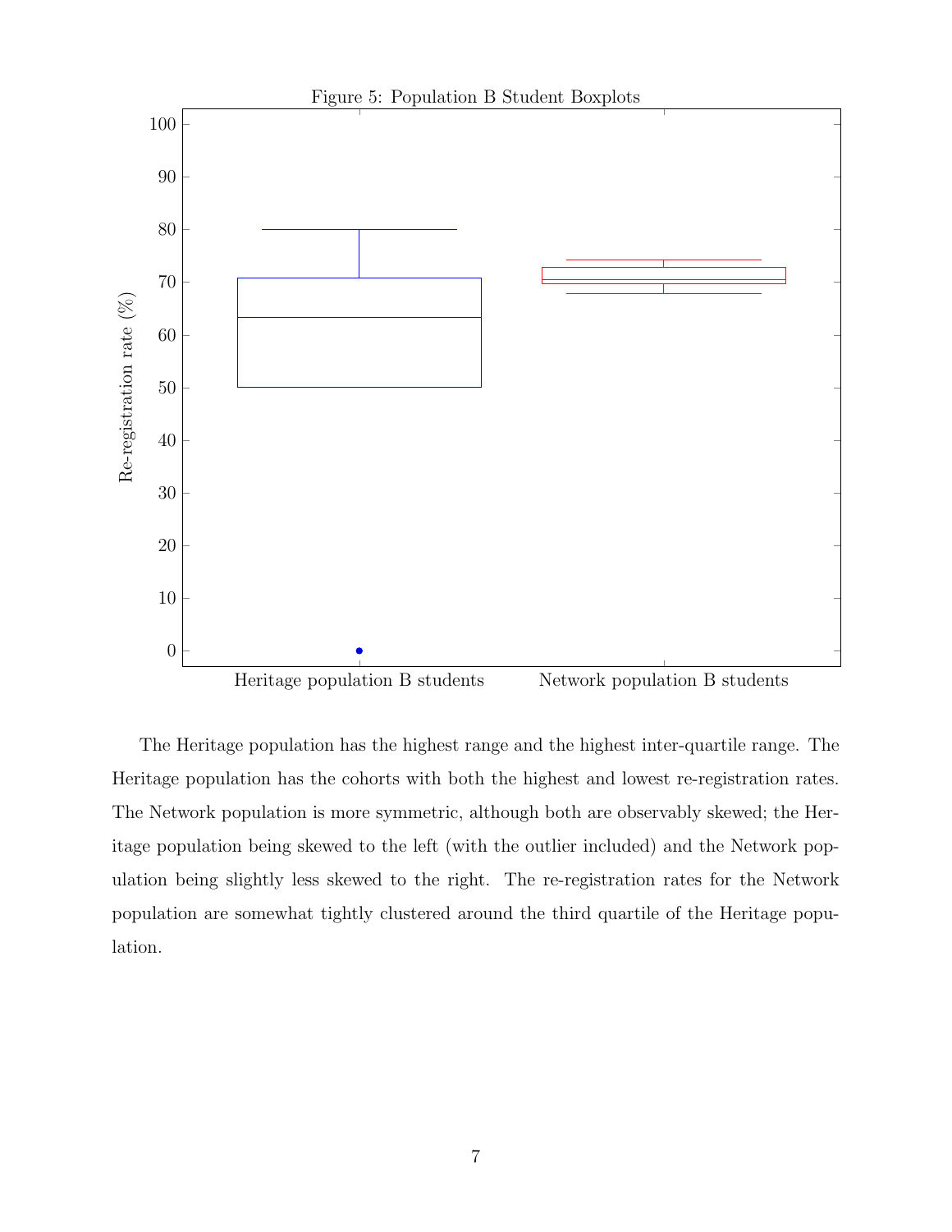Figure 5: Population B Student Boxplots

The Heritage population has the highest range and the highest inter-quartile range. The Heritage population has the cohorts with both the highest and lowest re-registration rates. The Network population is more symmetric, although both are observably skewed; the Heritage population being skewed to the left (with the outlier included) and the Network population being slightly less skewed to the right. The re-registration rates for the Network population are somewhat tightly clustered around the third quartile of the Heritage population.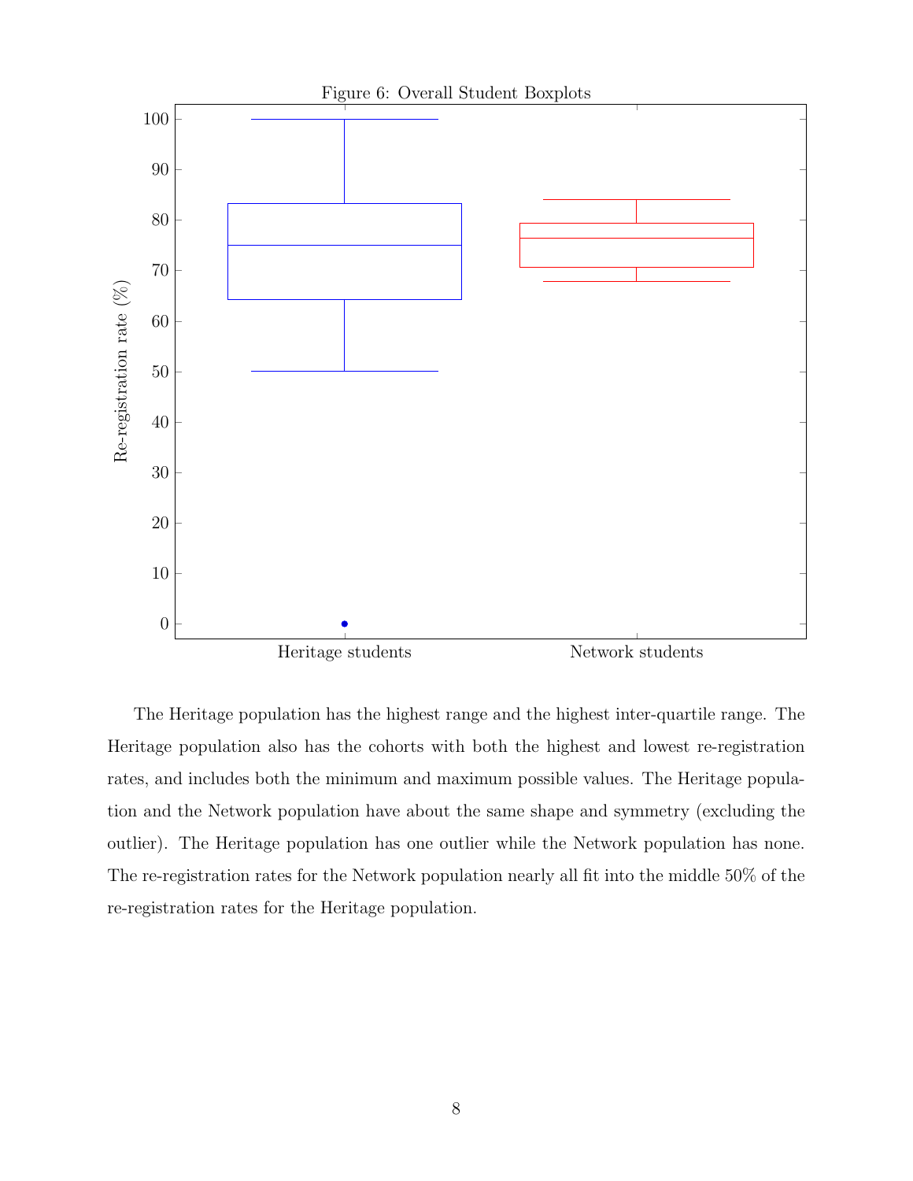Figure 6: Overall Student Boxplots

The Heritage population has the highest range and the highest inter-quartile range. The Heritage population also has the cohorts with both the highest and lowest re-registration rates, and includes both the minimum and maximum possible values. The Heritage population and the Network population have about the same shape and symmetry (excluding the outlier). The Heritage population has one outlier while the Network population has none. The re-registration rates for the Network population nearly all fit into the middle 50% of the re-registration rates for the Heritage population.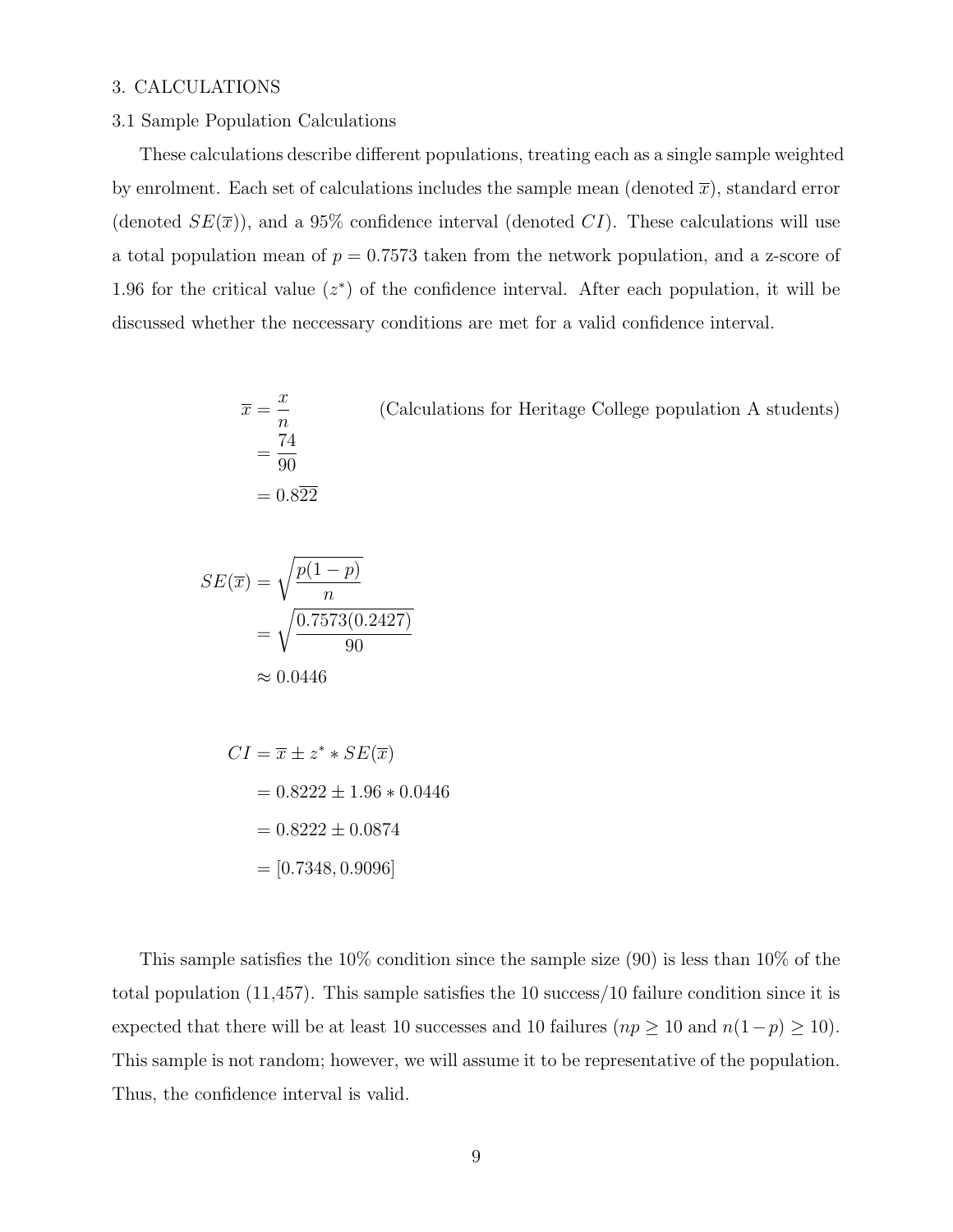3. CALCULATIONS

3.1 Sample Population Calculations

These calculations describe different populations, treating each as a single sample weighted by enrolment. Each set of calculations includes the sample mean (denoted $\overline{x}$), standard error (denoted $SE(\overline{x})$), and a 95% confidence interval (denoted $CI$). These calculations will use a total population mean of $p = 0.7573$ taken from the network population, and a z-score of 1.96 for the critical value ($z^*$) of the confidence interval. After each population, it will be discussed whether the neccessary conditions are met for a valid confidence interval.

$$
\begin{aligned}
\overline{x} &= \frac{x}{n} \qquad \text{(Calculations for Heritage College population A students)} \\
&= \frac{74}{90} \\
&= 0.8\overline{22}
\end{aligned}
$$

$$
\begin{aligned}
SE(\overline{x}) &= \sqrt{\frac{p(1-p)}{n}} \\
&= \sqrt{\frac{0.7573(0.2427)}{90}} \\
&\approx 0.0446
\end{aligned}
$$

$$
\begin{aligned}
CI &= \overline{x} \pm z^* * SE(\overline{x}) \\
&= 0.8222 \pm 1.96 * 0.0446 \\
&= 0.8222 \pm 0.0874 \\
&= [0.7348, 0.9096]
\end{aligned}
$$

This sample satisfies the 10% condition since the sample size (90) is less than 10% of the total population (11,457). This sample satisfies the 10 success/10 failure condition since it is expected that there will be at least 10 successes and 10 failures ($np \geq 10$ and $n(1-p) \geq 10$). This sample is not random; however, we will assume it to be representative of the population. Thus, the confidence interval is valid.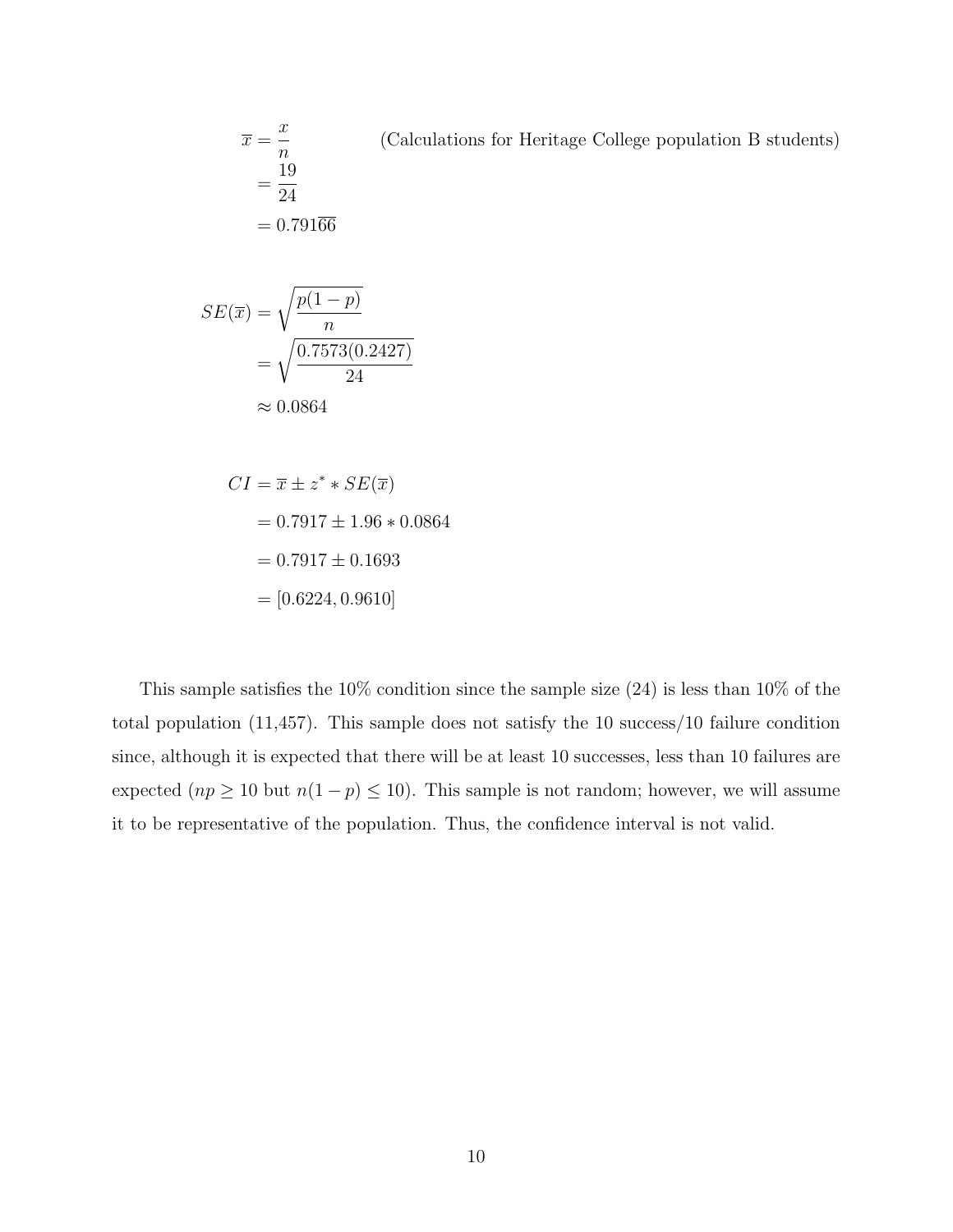$$\overline{x} = \frac{x}{n} \qquad \text{(Calculations for Heritage College population B students)}$$

$$= \frac{19}{24}$$

$$= 0.791\overline{66}$$

$$SE(\overline{x}) = \sqrt{\frac{p(1-p)}{n}}$$

$$= \sqrt{\frac{0.7573(0.2427)}{24}}$$

$$\approx 0.0864$$

$$CI = \overline{x} \pm z^* * SE(\overline{x})$$

$$= 0.7917 \pm 1.96 * 0.0864$$

$$= 0.7917 \pm 0.1693$$

$$= [0.6224, 0.9610]$$

This sample satisfies the 10% condition since the sample size (24) is less than 10% of the total population (11,457). This sample does not satisfy the 10 success/10 failure condition since, although it is expected that there will be at least 10 successes, less than 10 failures are expected ($np \geq 10$ but $n(1-p) \leq 10$). This sample is not random; however, we will assume it to be representative of the population. Thus, the confidence interval is not valid.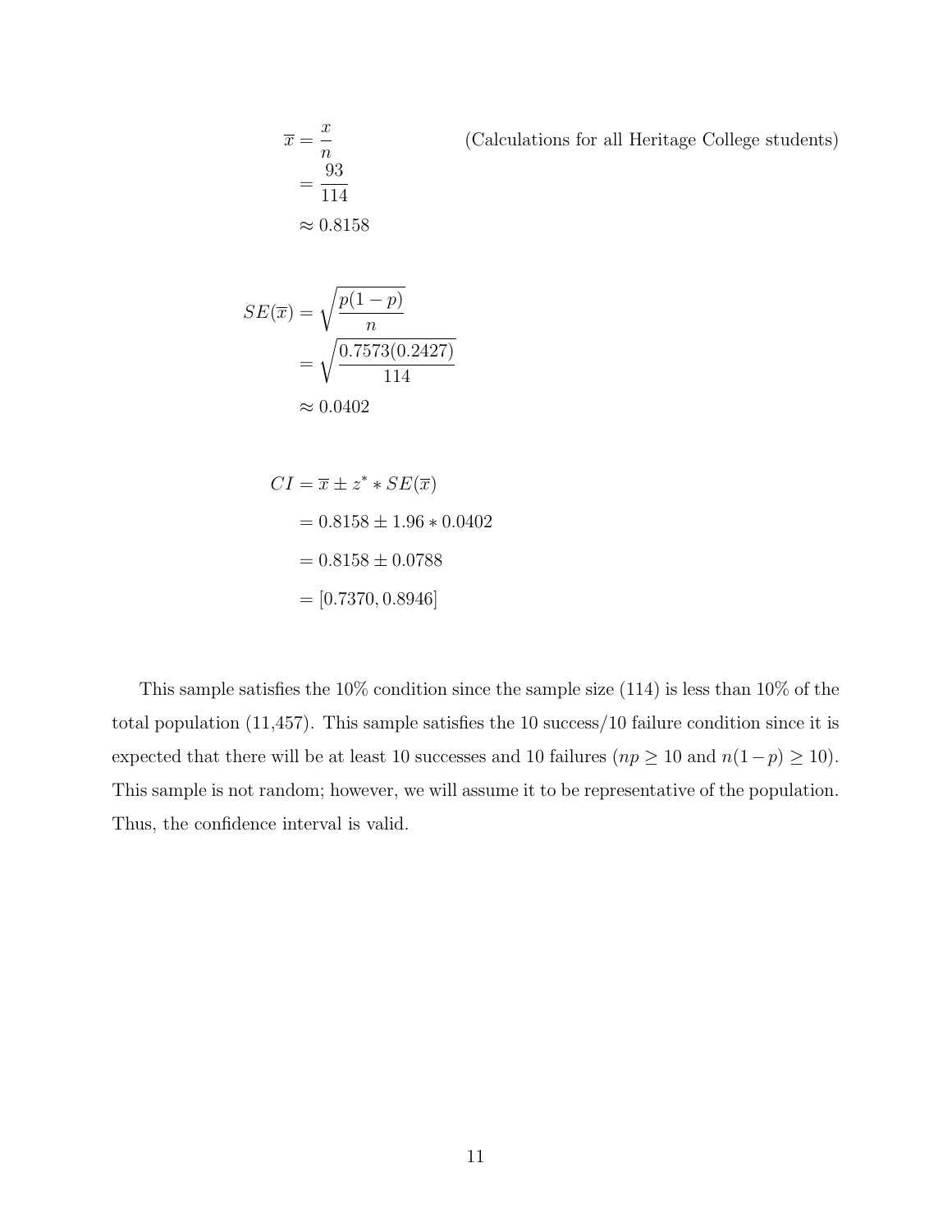$$
\begin{aligned}
\overline{x} &= \frac{x}{n} \qquad\qquad \text{(Calculations for all Heritage College students)} \\
&= \frac{93}{114} \\
&\approx 0.8158
\end{aligned}
$$

$$
\begin{aligned}
SE(\overline{x}) &= \sqrt{\frac{p(1-p)}{n}} \\
&= \sqrt{\frac{0.7573(0.2427)}{114}} \\
&\approx 0.0402
\end{aligned}
$$

$$
\begin{aligned}
CI &= \overline{x} \pm z^* * SE(\overline{x}) \\
&= 0.8158 \pm 1.96 * 0.0402 \\
&= 0.8158 \pm 0.0788 \\
&= [0.7370, 0.8946]
\end{aligned}
$$

This sample satisfies the 10% condition since the sample size (114) is less than 10% of the total population (11,457). This sample satisfies the 10 success/10 failure condition since it is expected that there will be at least 10 successes and 10 failures ($np \geq 10$ and $n(1-p) \geq 10$). This sample is not random; however, we will assume it to be representative of the population. Thus, the confidence interval is valid.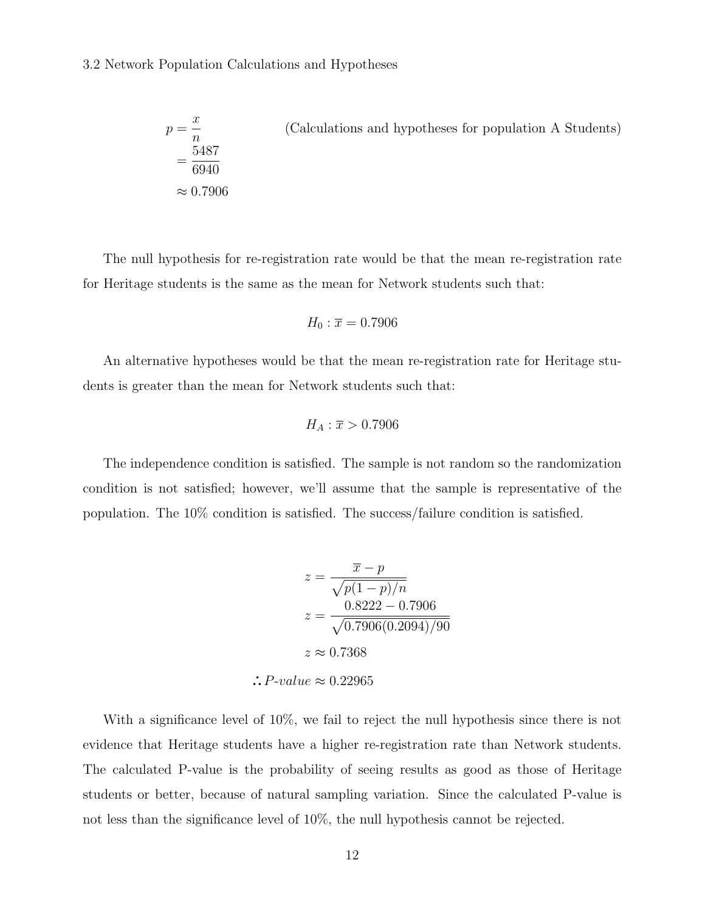3.2 Network Population Calculations and Hypotheses

$$
\begin{aligned}
p &= \frac{x}{n} \qquad \text{(Calculations and hypotheses for population A Students)} \\
&= \frac{5487}{6940} \\
&\approx 0.7906
\end{aligned}
$$

The null hypothesis for re-registration rate would be that the mean re-registration rate for Heritage students is the same as the mean for Network students such that:

$$H_0 : \overline{x} = 0.7906$$

An alternative hypotheses would be that the mean re-registration rate for Heritage students is greater than the mean for Network students such that:

$$H_A : \overline{x} > 0.7906$$

The independence condition is satisfied. The sample is not random so the randomization condition is not satisfied; however, we'll assume that the sample is representative of the population. The 10% condition is satisfied. The success/failure condition is satisfied.

$$
\begin{aligned}
z &= \frac{\overline{x} - p}{\sqrt{p(1-p)/n}} \\
z &= \frac{0.8222 - 0.7906}{\sqrt{0.7906(0.2094)/90}} \\
z &\approx 0.7368 \\
\therefore \textit{P-value} &\approx 0.22965
\end{aligned}
$$

With a significance level of 10%, we fail to reject the null hypothesis since there is not evidence that Heritage students have a higher re-registration rate than Network students. The calculated P-value is the probability of seeing results as good as those of Heritage students or better, because of natural sampling variation. Since the calculated P-value is not less than the significance level of 10%, the null hypothesis cannot be rejected.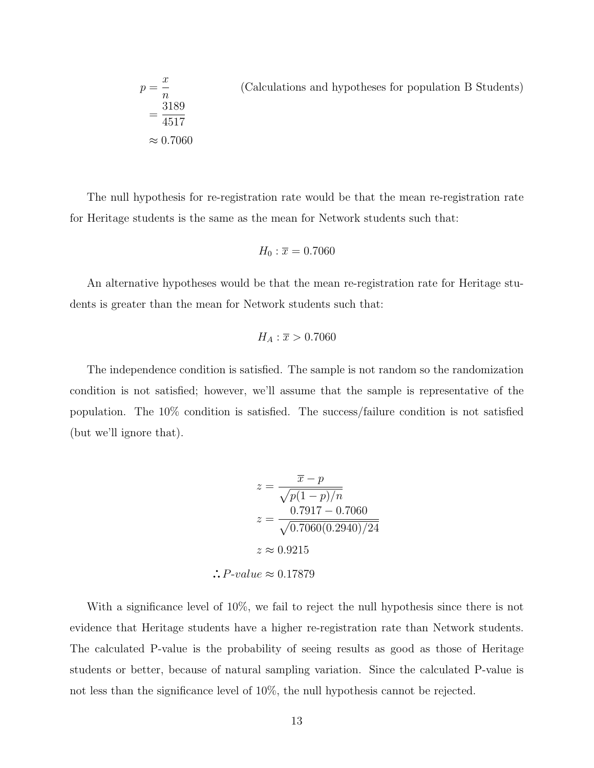$$
\begin{aligned}
p &= \frac{x}{n} \\
&= \frac{3189}{4517} \\
&\approx 0.7060
\end{aligned}
$$

(Calculations and hypotheses for population B Students)

The null hypothesis for re-registration rate would be that the mean re-registration rate for Heritage students is the same as the mean for Network students such that:

$$H_0 : \overline{x} = 0.7060$$

An alternative hypotheses would be that the mean re-registration rate for Heritage students is greater than the mean for Network students such that:

$$H_A : \overline{x} > 0.7060$$

The independence condition is satisfied. The sample is not random so the randomization condition is not satisfied; however, we'll assume that the sample is representative of the population. The 10% condition is satisfied. The success/failure condition is not satisfied (but we'll ignore that).

$$
\begin{aligned}
z &= \frac{\overline{x} - p}{\sqrt{p(1-p)/n}} \\
z &= \frac{0.7917 - 0.7060}{\sqrt{0.7060(0.2940)/24}} \\
z &\approx 0.9215 \\
\therefore \textit{P-value} &\approx 0.17879
\end{aligned}
$$

With a significance level of 10%, we fail to reject the null hypothesis since there is not evidence that Heritage students have a higher re-registration rate than Network students. The calculated P-value is the probability of seeing results as good as those of Heritage students or better, because of natural sampling variation. Since the calculated P-value is not less than the significance level of 10%, the null hypothesis cannot be rejected.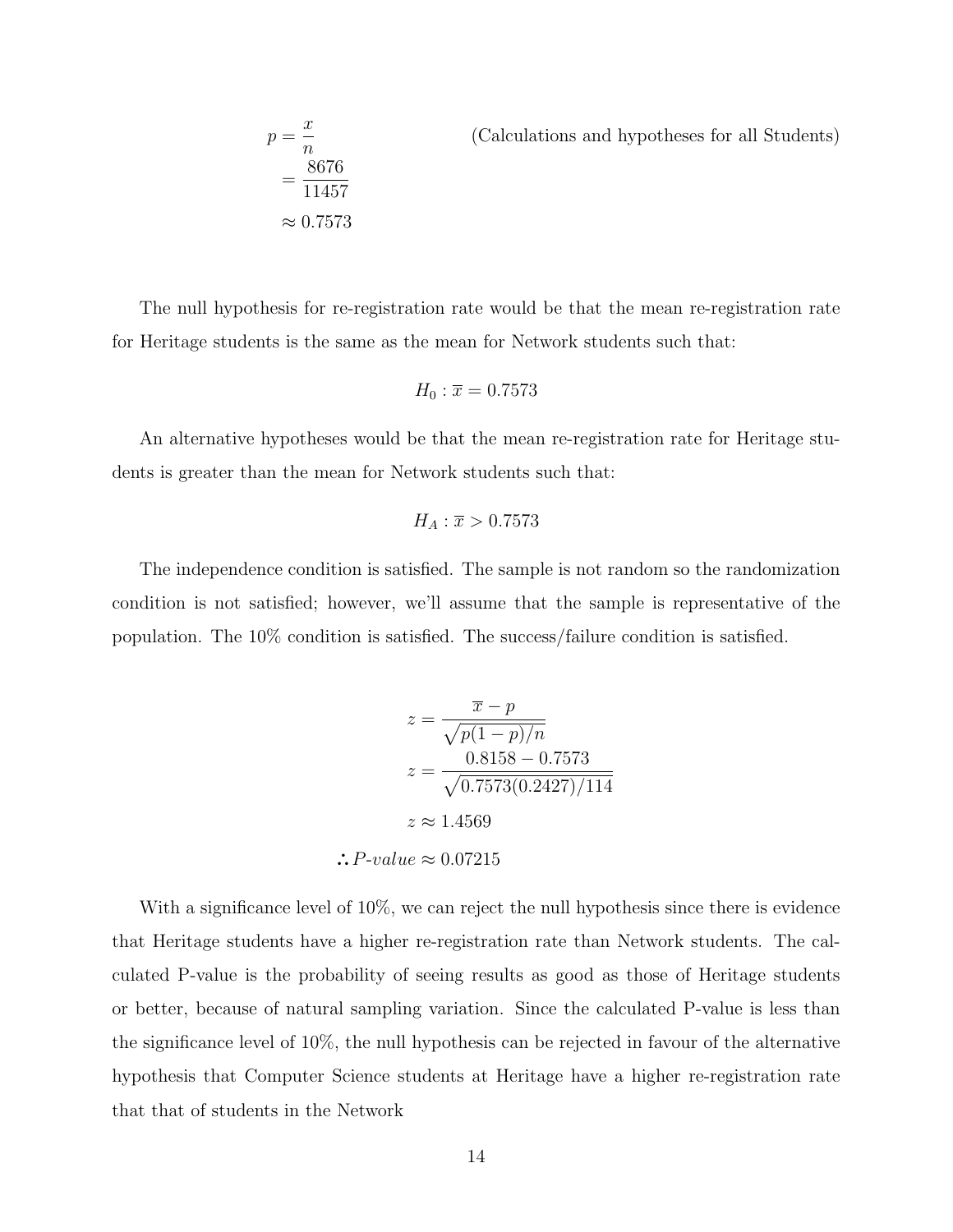$$
\begin{aligned}
p &= \frac{x}{n} \\
&= \frac{8676}{11457} \\
&\approx 0.7573
\end{aligned}
\qquad \text{(Calculations and hypotheses for all Students)}
$$

The null hypothesis for re-registration rate would be that the mean re-registration rate for Heritage students is the same as the mean for Network students such that:

$$H_0 : \overline{x} = 0.7573$$

An alternative hypotheses would be that the mean re-registration rate for Heritage students is greater than the mean for Network students such that:

$$H_A : \overline{x} > 0.7573$$

The independence condition is satisfied. The sample is not random so the randomization condition is not satisfied; however, we'll assume that the sample is representative of the population. The 10% condition is satisfied. The success/failure condition is satisfied.

$$
\begin{aligned}
z &= \frac{\overline{x} - p}{\sqrt{p(1-p)/n}} \\
z &= \frac{0.8158 - 0.7573}{\sqrt{0.7573(0.2427)/114}} \\
z &\approx 1.4569 \\
\therefore \textit{P-value} &\approx 0.07215
\end{aligned}
$$

With a significance level of 10%, we can reject the null hypothesis since there is evidence that Heritage students have a higher re-registration rate than Network students. The calculated P-value is the probability of seeing results as good as those of Heritage students or better, because of natural sampling variation. Since the calculated P-value is less than the significance level of 10%, the null hypothesis can be rejected in favour of the alternative hypothesis that Computer Science students at Heritage have a higher re-registration rate that that of students in the Network